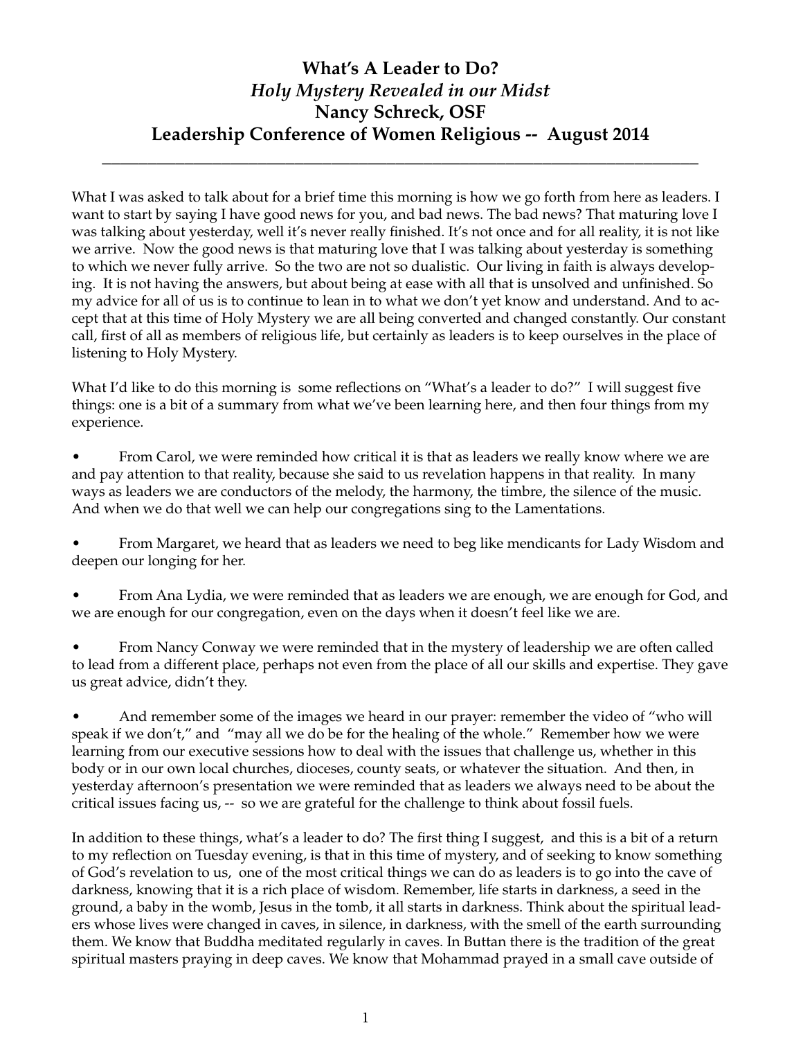# What's A Leader to Do?
## *Holy Mystery Revealed in our Midst*
## Nancy Schreck, OSF
## Leadership Conference of Women Religious -- August 2014

---

What I was asked to talk about for a brief time this morning is how we go forth from here as leaders. I want to start by saying I have good news for you, and bad news. The bad news? That maturing love I was talking about yesterday, well it's never really finished. It's not once and for all reality, it is not like we arrive. Now the good news is that maturing love that I was talking about yesterday is something to which we never fully arrive. So the two are not so dualistic. Our living in faith is always developing. It is not having the answers, but about being at ease with all that is unsolved and unfinished. So my advice for all of us is to continue to lean in to what we don't yet know and understand. And to accept that at this time of Holy Mystery we are all being converted and changed constantly. Our constant call, first of all as members of religious life, but certainly as leaders is to keep ourselves in the place of listening to Holy Mystery.

What I'd like to do this morning is some reflections on "What's a leader to do?" I will suggest five things: one is a bit of a summary from what we've been learning here, and then four things from my experience.

- From Carol, we were reminded how critical it is that as leaders we really know where we are and pay attention to that reality, because she said to us revelation happens in that reality. In many ways as leaders we are conductors of the melody, the harmony, the timbre, the silence of the music. And when we do that well we can help our congregations sing to the Lamentations.

- From Margaret, we heard that as leaders we need to beg like mendicants for Lady Wisdom and deepen our longing for her.

- From Ana Lydia, we were reminded that as leaders we are enough, we are enough for God, and we are enough for our congregation, even on the days when it doesn't feel like we are.

- From Nancy Conway we were reminded that in the mystery of leadership we are often called to lead from a different place, perhaps not even from the place of all our skills and expertise. They gave us great advice, didn't they.

- And remember some of the images we heard in our prayer: remember the video of "who will speak if we don't," and "may all we do be for the healing of the whole." Remember how we were learning from our executive sessions how to deal with the issues that challenge us, whether in this body or in our own local churches, dioceses, county seats, or whatever the situation. And then, in yesterday afternoon's presentation we were reminded that as leaders we always need to be about the critical issues facing us, -- so we are grateful for the challenge to think about fossil fuels.

In addition to these things, what's a leader to do? The first thing I suggest, and this is a bit of a return to my reflection on Tuesday evening, is that in this time of mystery, and of seeking to know something of God's revelation to us, one of the most critical things we can do as leaders is to go into the cave of darkness, knowing that it is a rich place of wisdom. Remember, life starts in darkness, a seed in the ground, a baby in the womb, Jesus in the tomb, it all starts in darkness. Think about the spiritual leaders whose lives were changed in caves, in silence, in darkness, with the smell of the earth surrounding them. We know that Buddha meditated regularly in caves. In Buttan there is the tradition of the great spiritual masters praying in deep caves. We know that Mohammad prayed in a small cave outside of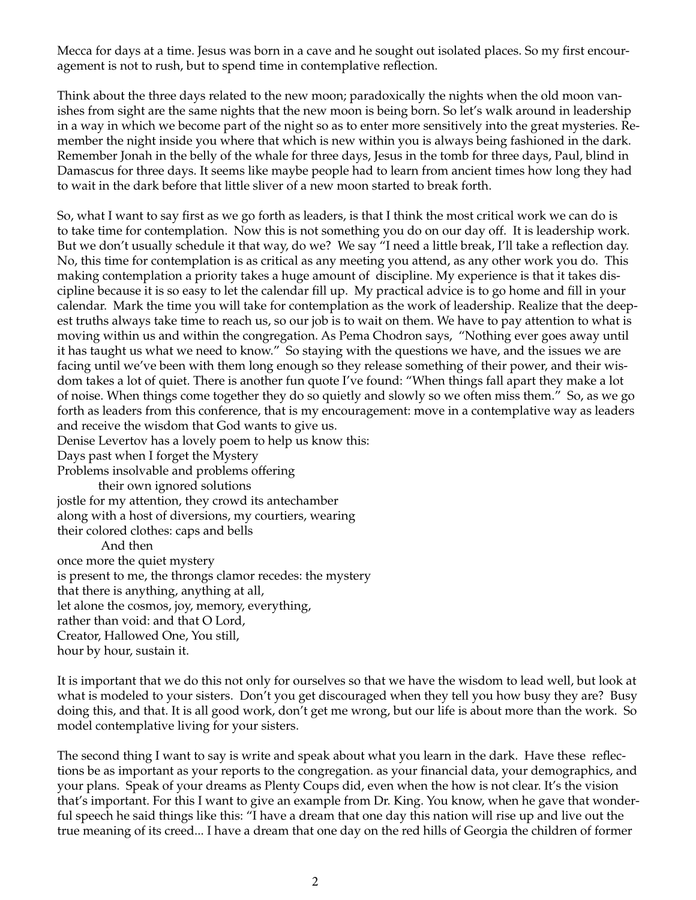Mecca for days at a time. Jesus was born in a cave and he sought out isolated places. So my first encouragement is not to rush, but to spend time in contemplative reflection.

Think about the three days related to the new moon; paradoxically the nights when the old moon vanishes from sight are the same nights that the new moon is being born. So let's walk around in leadership in a way in which we become part of the night so as to enter more sensitively into the great mysteries. Remember the night inside you where that which is new within you is always being fashioned in the dark. Remember Jonah in the belly of the whale for three days, Jesus in the tomb for three days, Paul, blind in Damascus for three days. It seems like maybe people had to learn from ancient times how long they had to wait in the dark before that little sliver of a new moon started to break forth.

So, what I want to say first as we go forth as leaders, is that I think the most critical work we can do is to take time for contemplation. Now this is not something you do on our day off. It is leadership work. But we don't usually schedule it that way, do we? We say "I need a little break, I'll take a reflection day. No, this time for contemplation is as critical as any meeting you attend, as any other work you do. This making contemplation a priority takes a huge amount of discipline. My experience is that it takes discipline because it is so easy to let the calendar fill up. My practical advice is to go home and fill in your calendar. Mark the time you will take for contemplation as the work of leadership. Realize that the deepest truths always take time to reach us, so our job is to wait on them. We have to pay attention to what is moving within us and within the congregation. As Pema Chodron says, "Nothing ever goes away until it has taught us what we need to know." So staying with the questions we have, and the issues we are facing until we've been with them long enough so they release something of their power, and their wisdom takes a lot of quiet. There is another fun quote I've found: "When things fall apart they make a lot of noise. When things come together they do so quietly and slowly so we often miss them." So, as we go forth as leaders from this conference, that is my encouragement: move in a contemplative way as leaders and receive the wisdom that God wants to give us.

Denise Levertov has a lovely poem to help us know this:

Days past when I forget the Mystery  
Problems insolvable and problems offering  
&nbsp;&nbsp;&nbsp;&nbsp;&nbsp;&nbsp;&nbsp;&nbsp;their own ignored solutions  
jostle for my attention, they crowd its antechamber  
along with a host of diversions, my courtiers, wearing  
their colored clothes: caps and bells  
&nbsp;&nbsp;&nbsp;&nbsp;&nbsp;&nbsp;&nbsp;&nbsp;&nbsp;And then  
once more the quiet mystery  
is present to me, the throngs clamor recedes: the mystery  
that there is anything, anything at all,  
let alone the cosmos, joy, memory, everything,  
rather than void: and that O Lord,  
Creator, Hallowed One, You still,  
hour by hour, sustain it.

It is important that we do this not only for ourselves so that we have the wisdom to lead well, but look at what is modeled to your sisters. Don't you get discouraged when they tell you how busy they are? Busy doing this, and that. It is all good work, don't get me wrong, but our life is about more than the work. So model contemplative living for your sisters.

The second thing I want to say is write and speak about what you learn in the dark. Have these reflections be as important as your reports to the congregation. as your financial data, your demographics, and your plans. Speak of your dreams as Plenty Coups did, even when the how is not clear. It's the vision that's important. For this I want to give an example from Dr. King. You know, when he gave that wonderful speech he said things like this: "I have a dream that one day this nation will rise up and live out the true meaning of its creed... I have a dream that one day on the red hills of Georgia the children of former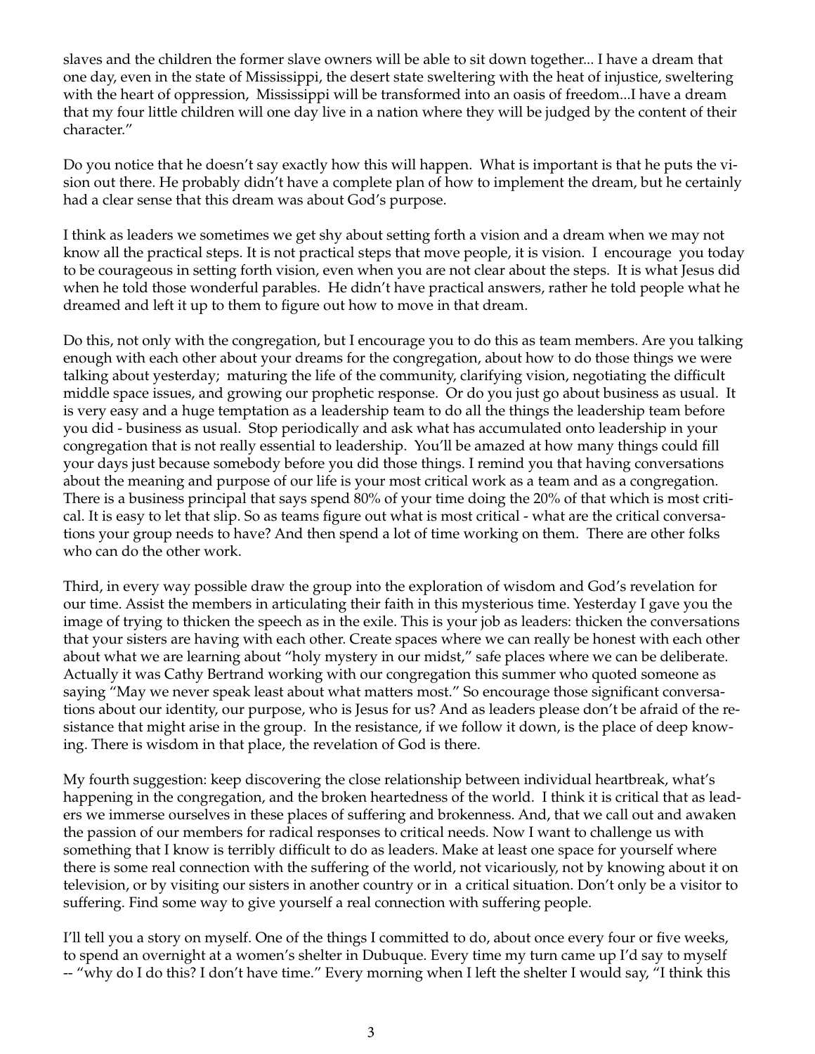slaves and the children the former slave owners will be able to sit down together... I have a dream that one day, even in the state of Mississippi, the desert state sweltering with the heat of injustice, sweltering with the heart of oppression, Mississippi will be transformed into an oasis of freedom...I have a dream that my four little children will one day live in a nation where they will be judged by the content of their character."

Do you notice that he doesn't say exactly how this will happen. What is important is that he puts the vision out there. He probably didn't have a complete plan of how to implement the dream, but he certainly had a clear sense that this dream was about God's purpose.

I think as leaders we sometimes we get shy about setting forth a vision and a dream when we may not know all the practical steps. It is not practical steps that move people, it is vision. I encourage you today to be courageous in setting forth vision, even when you are not clear about the steps. It is what Jesus did when he told those wonderful parables. He didn't have practical answers, rather he told people what he dreamed and left it up to them to figure out how to move in that dream.

Do this, not only with the congregation, but I encourage you to do this as team members. Are you talking enough with each other about your dreams for the congregation, about how to do those things we were talking about yesterday; maturing the life of the community, clarifying vision, negotiating the difficult middle space issues, and growing our prophetic response. Or do you just go about business as usual. It is very easy and a huge temptation as a leadership team to do all the things the leadership team before you did - business as usual. Stop periodically and ask what has accumulated onto leadership in your congregation that is not really essential to leadership. You'll be amazed at how many things could fill your days just because somebody before you did those things. I remind you that having conversations about the meaning and purpose of our life is your most critical work as a team and as a congregation. There is a business principal that says spend 80% of your time doing the 20% of that which is most critical. It is easy to let that slip. So as teams figure out what is most critical - what are the critical conversations your group needs to have? And then spend a lot of time working on them. There are other folks who can do the other work.

Third, in every way possible draw the group into the exploration of wisdom and God's revelation for our time. Assist the members in articulating their faith in this mysterious time. Yesterday I gave you the image of trying to thicken the speech as in the exile. This is your job as leaders: thicken the conversations that your sisters are having with each other. Create spaces where we can really be honest with each other about what we are learning about "holy mystery in our midst," safe places where we can be deliberate. Actually it was Cathy Bertrand working with our congregation this summer who quoted someone as saying "May we never speak least about what matters most." So encourage those significant conversations about our identity, our purpose, who is Jesus for us? And as leaders please don't be afraid of the resistance that might arise in the group. In the resistance, if we follow it down, is the place of deep knowing. There is wisdom in that place, the revelation of God is there.

My fourth suggestion: keep discovering the close relationship between individual heartbreak, what's happening in the congregation, and the broken heartedness of the world. I think it is critical that as leaders we immerse ourselves in these places of suffering and brokenness. And, that we call out and awaken the passion of our members for radical responses to critical needs. Now I want to challenge us with something that I know is terribly difficult to do as leaders. Make at least one space for yourself where there is some real connection with the suffering of the world, not vicariously, not by knowing about it on television, or by visiting our sisters in another country or in a critical situation. Don't only be a visitor to suffering. Find some way to give yourself a real connection with suffering people.

I'll tell you a story on myself. One of the things I committed to do, about once every four or five weeks, to spend an overnight at a women's shelter in Dubuque. Every time my turn came up I'd say to myself -- "why do I do this? I don't have time." Every morning when I left the shelter I would say, "I think this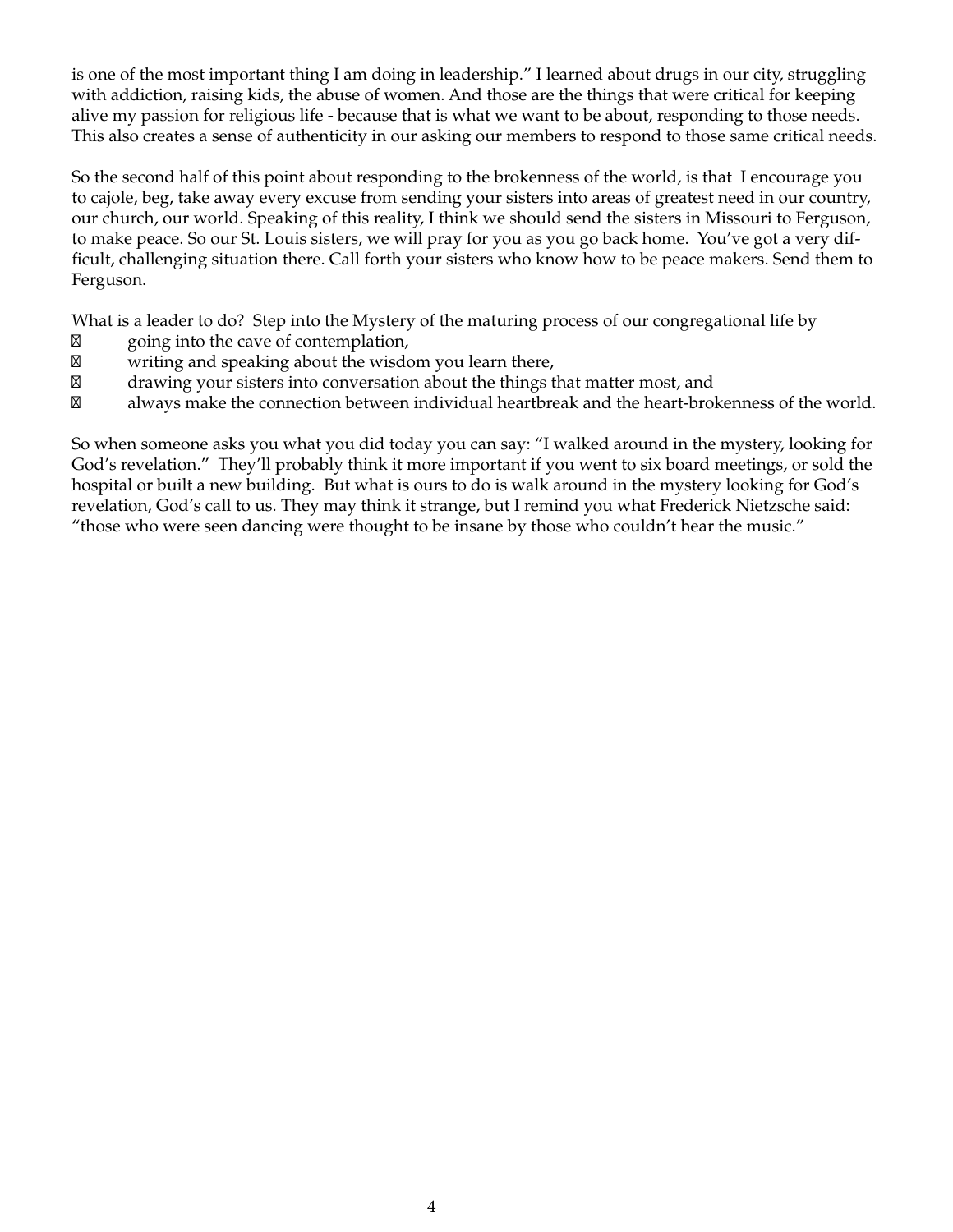is one of the most important thing I am doing in leadership." I learned about drugs in our city, struggling with addiction, raising kids, the abuse of women. And those are the things that were critical for keeping alive my passion for religious life - because that is what we want to be about, responding to those needs. This also creates a sense of authenticity in our asking our members to respond to those same critical needs.

So the second half of this point about responding to the brokenness of the world, is that I encourage you to cajole, beg, take away every excuse from sending your sisters into areas of greatest need in our country, our church, our world. Speaking of this reality, I think we should send the sisters in Missouri to Ferguson, to make peace. So our St. Louis sisters, we will pray for you as you go back home. You've got a very difficult, challenging situation there. Call forth your sisters who know how to be peace makers. Send them to Ferguson.

What is a leader to do? Step into the Mystery of the maturing process of our congregational life by

- going into the cave of contemplation,
- writing and speaking about the wisdom you learn there,
- drawing your sisters into conversation about the things that matter most, and
- always make the connection between individual heartbreak and the heart-brokenness of the world.

So when someone asks you what you did today you can say: "I walked around in the mystery, looking for God's revelation." They'll probably think it more important if you went to six board meetings, or sold the hospital or built a new building. But what is ours to do is walk around in the mystery looking for God's revelation, God's call to us. They may think it strange, but I remind you what Frederick Nietzsche said: "those who were seen dancing were thought to be insane by those who couldn't hear the music."